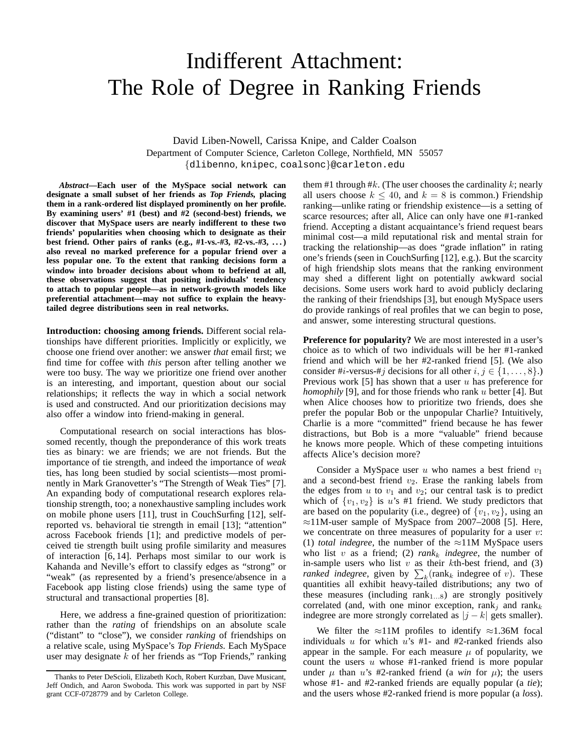# Indifferent Attachment: The Role of Degree in Ranking Friends

David Liben-Nowell, Carissa Knipe, and Calder Coalson
Department of Computer Science, Carleton College, Northfield, MN 55057
{dlibenno, knipec, coalsonc}@carleton.edu

***Abstract*—Each user of the MySpace social network can designate a small subset of her friends as *Top Friends*, placing them in a rank-ordered list displayed prominently on her profile. By examining users' #1 (best) and #2 (second-best) friends, we discover that MySpace users are nearly indifferent to these two friends' popularities when choosing which to designate as their best friend. Other pairs of ranks (e.g., #1-vs.-#3, #2-vs.-#3, ...) also reveal no marked preference for a popular friend over a less popular one. To the extent that ranking decisions form a window into broader decisions about whom to befriend at all, these observations suggest that positing individuals' tendency to attach to popular people—as in network-growth models like preferential attachment—may not suffice to explain the heavy-tailed degree distributions seen in real networks.**

**Introduction: choosing among friends.** Different social relationships have different priorities. Implicitly or explicitly, we choose one friend over another: we answer *that* email first; we find time for coffee with *this* person after telling another we were too busy. The way we prioritize one friend over another is an interesting, and important, question about our social relationships; it reflects the way in which a social network is used and constructed. And our prioritization decisions may also offer a window into friend-making in general.

Computational research on social interactions has blossomed recently, though the preponderance of this work treats ties as binary: we are friends; we are not friends. But the importance of tie strength, and indeed the importance of *weak* ties, has long been studied by social scientists—most prominently in Mark Granovetter's "The Strength of Weak Ties" [7]. An expanding body of computational research explores relationship strength, too; a nonexhaustive sampling includes work on mobile phone users [11], trust in CouchSurfing [12], self-reported vs. behavioral tie strength in email [13]; "attention" across Facebook friends [1]; and predictive models of perceived tie strength built using profile similarity and measures of interaction [6, 14]. Perhaps most similar to our work is Kahanda and Neville's effort to classify edges as "strong" or "weak" (as represented by a friend's presence/absence in a Facebook app listing close friends) using the same type of structural and transactional properties [8].

Here, we address a fine-grained question of prioritization: rather than the *rating* of friendships on an absolute scale ("distant" to "close"), we consider *ranking* of friendships on a relative scale, using MySpace's *Top Friends*. Each MySpace user may designate $k$ of her friends as "Top Friends," ranking them #1 through #$k$. (The user chooses the cardinality $k$; nearly all users choose $k \leq 40$, and $k = 8$ is common.) Friendship ranking—unlike rating or friendship existence—is a setting of scarce resources; after all, Alice can only have one #1-ranked friend. Accepting a distant acquaintance's friend request bears minimal cost—a mild reputational risk and mental strain for tracking the relationship—as does "grade inflation" in rating one's friends (seen in CouchSurfing [12], e.g.). But the scarcity of high friendship slots means that the ranking environment may shed a different light on potentially awkward social decisions. Some users work hard to avoid publicly declaring the ranking of their friendships [3], but enough MySpace users do provide rankings of real profiles that we can begin to pose, and answer, some interesting structural questions.

**Preference for popularity?** We are most interested in a user's choice as to which of two individuals will be her #1-ranked friend and which will be her #2-ranked friend [5]. (We also consider #$i$-versus-#$j$ decisions for all other $i, j \in \{1, \ldots, 8\}$.) Previous work [5] has shown that a user $u$ has preference for *homophily* [9], and for those friends who rank $u$ better [4]. But when Alice chooses how to prioritize two friends, does she prefer the popular Bob or the unpopular Charlie? Intuitively, Charlie is a more "committed" friend because he has fewer distractions, but Bob is a more "valuable" friend because he knows more people. Which of these competing intuitions affects Alice's decision more?

Consider a MySpace user $u$ who names a best friend $v_1$ and a second-best friend $v_2$. Erase the ranking labels from the edges from $u$ to $v_1$ and $v_2$; our central task is to predict which of $\{v_1, v_2\}$ is $u$'s #1 friend. We study predictors that are based on the popularity (i.e., degree) of $\{v_1, v_2\}$, using an $\approx$11M-user sample of MySpace from 2007–2008 [5]. Here, we concentrate on three measures of popularity for a user $v$: (1) *total indegree*, the number of the $\approx$11M MySpace users who list $v$ as a friend; (2) *rank$_k$ indegree*, the number of in-sample users who list $v$ as their $k$th-best friend, and (3) *ranked indegree*, given by $\sum_k$(rank$_k$ indegree of $v$). These quantities all exhibit heavy-tailed distributions; any two of these measures (including rank$_{1...8}$) are strongly positively correlated (and, with one minor exception, rank$_j$ and rank$_k$ indegree are more strongly correlated as $|j - k|$ gets smaller).

We filter the $\approx$11M profiles to identify $\approx$1.36M focal individuals $u$ for which $u$'s #1- and #2-ranked friends also appear in the sample. For each measure $\mu$ of popularity, we count the users $u$ whose #1-ranked friend is more popular under $\mu$ than $u$'s #2-ranked friend (a *win* for $\mu$); the users whose #1- and #2-ranked friends are equally popular (a *tie*); and the users whose #2-ranked friend is more popular (a *loss*).

Thanks to Peter DeScioli, Elizabeth Koch, Robert Kurzban, Dave Musicant, Jeff Ondich, and Aaron Swoboda. This work was supported in part by NSF grant CCF-0728779 and by Carleton College.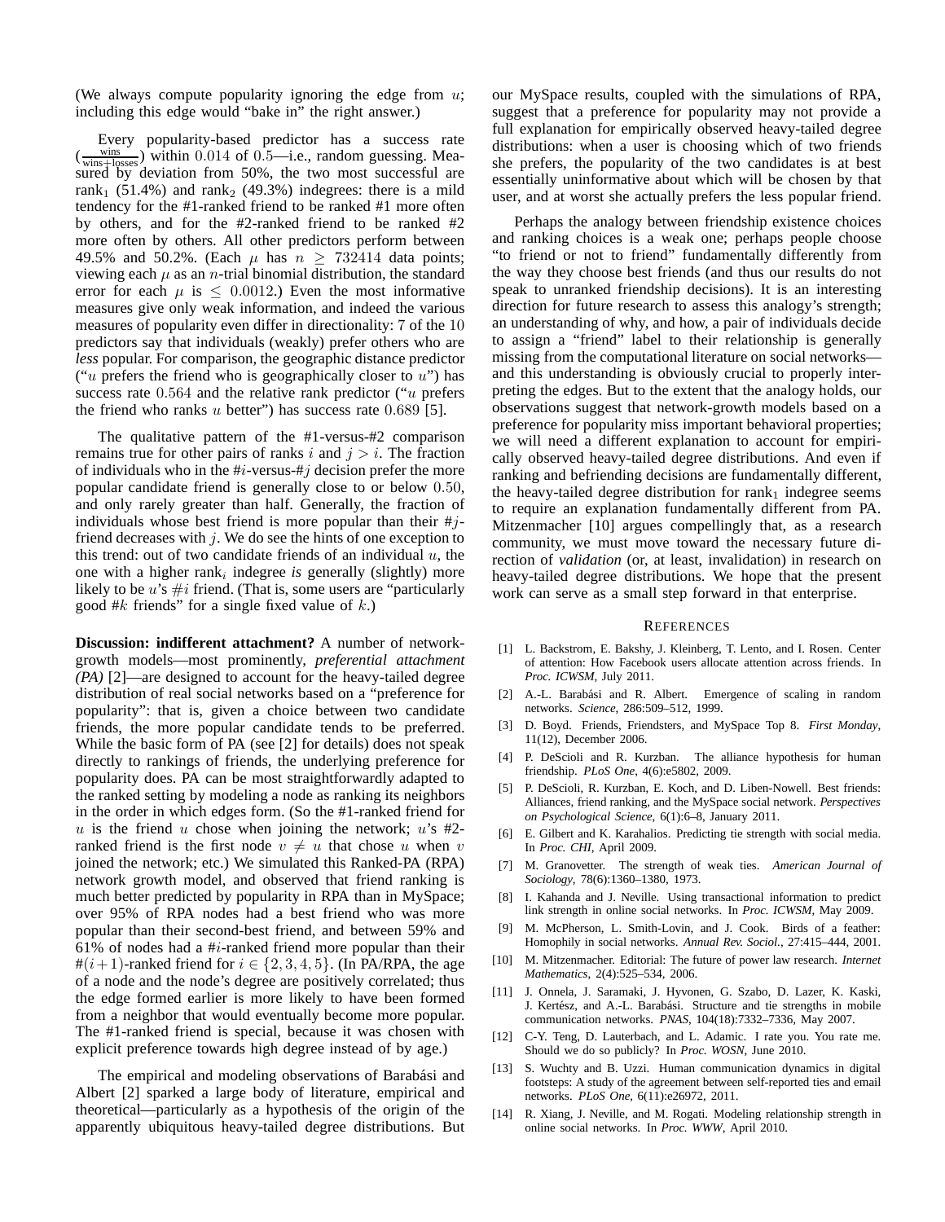(We always compute popularity ignoring the edge from $u$; including this edge would "bake in" the right answer.)

Every popularity-based predictor has a success rate ($\frac{\text{wins}}{\text{wins+losses}}$) within $0.014$ of $0.5$—i.e., random guessing. Measured by deviation from 50%, the two most successful are $\text{rank}_1$ (51.4%) and $\text{rank}_2$ (49.3%) indegrees: there is a mild tendency for the #1-ranked friend to be ranked #1 more often by others, and for the #2-ranked friend to be ranked #2 more often by others. All other predictors perform between 49.5% and 50.2%. (Each $\mu$ has $n \geq 732414$ data points; viewing each $\mu$ as an $n$-trial binomial distribution, the standard error for each $\mu$ is $\leq 0.0012$.) Even the most informative measures give only weak information, and indeed the various measures of popularity even differ in directionality: 7 of the 10 predictors say that individuals (weakly) prefer others who are *less* popular. For comparison, the geographic distance predictor ("$u$ prefers the friend who is geographically closer to $u$") has success rate $0.564$ and the relative rank predictor ("$u$ prefers the friend who ranks $u$ better") has success rate $0.689$ [5].

The qualitative pattern of the #1-versus-#2 comparison remains true for other pairs of ranks $i$ and $j > i$. The fraction of individuals who in the #$i$-versus-#$j$ decision prefer the more popular candidate friend is generally close to or below $0.50$, and only rarely greater than half. Generally, the fraction of individuals whose best friend is more popular than their #$j$-friend decreases with $j$. We do see the hints of one exception to this trend: out of two candidate friends of an individual $u$, the one with a higher $\text{rank}_i$ indegree *is* generally (slightly) more likely to be $u$'s #$i$ friend. (That is, some users are "particularly good #$k$ friends" for a single fixed value of $k$.)

**Discussion: indifferent attachment?** A number of network-growth models—most prominently, *preferential attachment (PA)* [2]—are designed to account for the heavy-tailed degree distribution of real social networks based on a "preference for popularity": that is, given a choice between two candidate friends, the more popular candidate tends to be preferred. While the basic form of PA (see [2] for details) does not speak directly to rankings of friends, the underlying preference for popularity does. PA can be most straightforwardly adapted to the ranked setting by modeling a node as ranking its neighbors in the order in which edges form. (So the #1-ranked friend for $u$ is the friend $u$ chose when joining the network; $u$'s #2-ranked friend is the first node $v \neq u$ that chose $u$ when $v$ joined the network; etc.) We simulated this Ranked-PA (RPA) network growth model, and observed that friend ranking is much better predicted by popularity in RPA than in MySpace; over 95% of RPA nodes had a best friend who was more popular than their second-best friend, and between 59% and 61% of nodes had a #$i$-ranked friend more popular than their #$(i+1)$-ranked friend for $i \in \{2, 3, 4, 5\}$. (In PA/RPA, the age of a node and the node's degree are positively correlated; thus the edge formed earlier is more likely to have been formed from a neighbor that would eventually become more popular. The #1-ranked friend is special, because it was chosen with explicit preference towards high degree instead of by age.)

The empirical and modeling observations of Barabási and Albert [2] sparked a large body of literature, empirical and theoretical—particularly as a hypothesis of the origin of the apparently ubiquitous heavy-tailed degree distributions. But our MySpace results, coupled with the simulations of RPA, suggest that a preference for popularity may not provide a full explanation for empirically observed heavy-tailed degree distributions: when a user is choosing which of two friends she prefers, the popularity of the two candidates is at best essentially uninformative about which will be chosen by that user, and at worst she actually prefers the less popular friend.

Perhaps the analogy between friendship existence choices and ranking choices is a weak one; perhaps people choose "to friend or not to friend" fundamentally differently from the way they choose best friends (and thus our results do not speak to unranked friendship decisions). It is an interesting direction for future research to assess this analogy's strength; an understanding of why, and how, a pair of individuals decide to assign a "friend" label to their relationship is generally missing from the computational literature on social networks—and this understanding is obviously crucial to properly interpreting the edges. But to the extent that the analogy holds, our observations suggest that network-growth models based on a preference for popularity miss important behavioral properties; we will need a different explanation to account for empirically observed heavy-tailed degree distributions. And even if ranking and befriending decisions are fundamentally different, the heavy-tailed degree distribution for $\text{rank}_1$ indegree seems to require an explanation fundamentally different from PA. Mitzenmacher [10] argues compellingly that, as a research community, we must move toward the necessary future direction of *validation* (or, at least, invalidation) in research on heavy-tailed degree distributions. We hope that the present work can serve as a small step forward in that enterprise.

## References

[1] L. Backstrom, E. Bakshy, J. Kleinberg, T. Lento, and I. Rosen. Center of attention: How Facebook users allocate attention across friends. In *Proc. ICWSM*, July 2011.

[2] A.-L. Barabási and R. Albert. Emergence of scaling in random networks. *Science*, 286:509–512, 1999.

[3] D. Boyd. Friends, Friendsters, and MySpace Top 8. *First Monday*, 11(12), December 2006.

[4] P. DeScioli and R. Kurzban. The alliance hypothesis for human friendship. *PLoS One*, 4(6):e5802, 2009.

[5] P. DeScioli, R. Kurzban, E. Koch, and D. Liben-Nowell. Best friends: Alliances, friend ranking, and the MySpace social network. *Perspectives on Psychological Science*, 6(1):6–8, January 2011.

[6] E. Gilbert and K. Karahalios. Predicting tie strength with social media. In *Proc. CHI*, April 2009.

[7] M. Granovetter. The strength of weak ties. *American Journal of Sociology*, 78(6):1360–1380, 1973.

[8] I. Kahanda and J. Neville. Using transactional information to predict link strength in online social networks. In *Proc. ICWSM*, May 2009.

[9] M. McPherson, L. Smith-Lovin, and J. Cook. Birds of a feather: Homophily in social networks. *Annual Rev. Sociol.*, 27:415–444, 2001.

[10] M. Mitzenmacher. Editorial: The future of power law research. *Internet Mathematics*, 2(4):525–534, 2006.

[11] J. Onnela, J. Saramaki, J. Hyvonen, G. Szabo, D. Lazer, K. Kaski, J. Kertész, and A.-L. Barabási. Structure and tie strengths in mobile communication networks. *PNAS*, 104(18):7332–7336, May 2007.

[12] C-Y. Teng, D. Lauterbach, and L. Adamic. I rate you. You rate me. Should we do so publicly? In *Proc. WOSN*, June 2010.

[13] S. Wuchty and B. Uzzi. Human communication dynamics in digital footsteps: A study of the agreement between self-reported ties and email networks. *PLoS One*, 6(11):e26972, 2011.

[14] R. Xiang, J. Neville, and M. Rogati. Modeling relationship strength in online social networks. In *Proc. WWW*, April 2010.